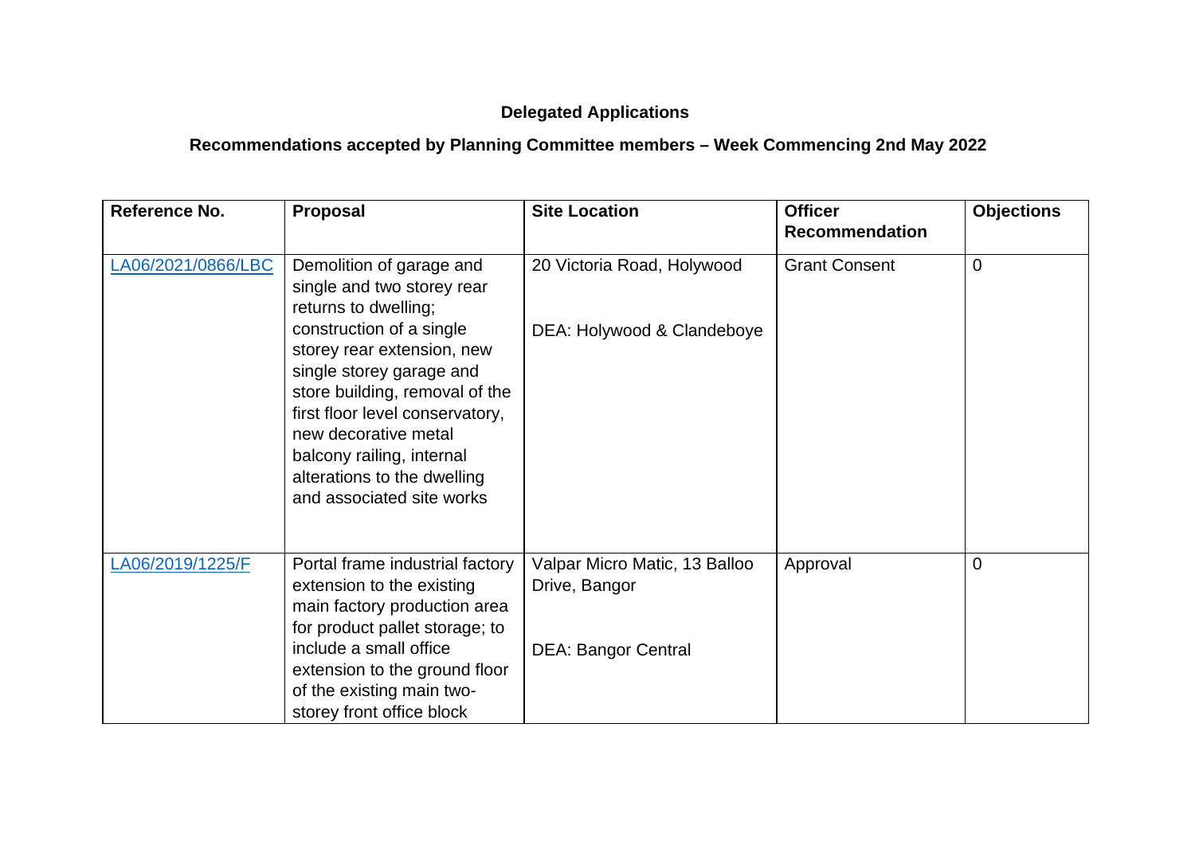**Delegated Applications**

**Recommendations accepted by Planning Committee members – Week Commencing 2nd May 2022**

| Reference No. | Proposal | Site Location | Officer Recommendation | Objections |
|---|---|---|---|---|
| LA06/2021/0866/LBC | Demolition of garage and single and two storey rear returns to dwelling; construction of a single storey rear extension, new single storey garage and store building, removal of the first floor level conservatory, new decorative metal balcony railing, internal alterations to the dwelling and associated site works | 20 Victoria Road, Holywood<br><br>DEA: Holywood & Clandeboye | Grant Consent | 0 |
| LA06/2019/1225/F | Portal frame industrial factory extension to the existing main factory production area for product pallet storage; to include a small office extension to the ground floor of the existing main two-storey front office block | Valpar Micro Matic, 13 Balloo Drive, Bangor<br><br>DEA: Bangor Central | Approval | 0 |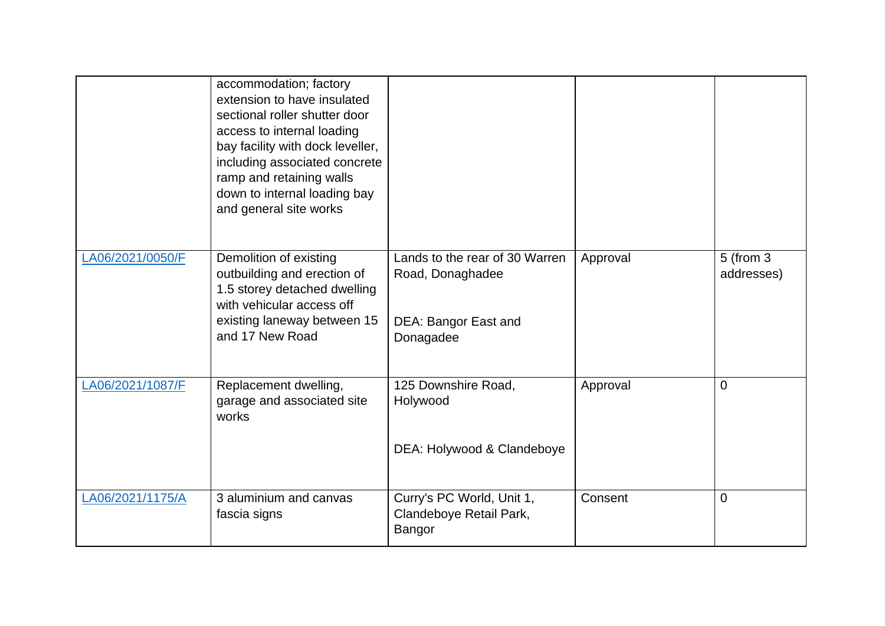| | | | | |
|---|---|---|---|---|
| | accommodation; factory extension to have insulated sectional roller shutter door access to internal loading bay facility with dock leveller, including associated concrete ramp and retaining walls down to internal loading bay and general site works | | | |
| LA06/2021/0050/F | Demolition of existing outbuilding and erection of 1.5 storey detached dwelling with vehicular access off existing laneway between 15 and 17 New Road | Lands to the rear of 30 Warren Road, Donaghadee<br><br>DEA: Bangor East and Donagadee | Approval | 5 (from 3 addresses) |
| LA06/2021/1087/F | Replacement dwelling, garage and associated site works | 125 Downshire Road, Holywood<br><br>DEA: Holywood & Clandeboye | Approval | 0 |
| LA06/2021/1175/A | 3 aluminium and canvas fascia signs | Curry's PC World, Unit 1, Clandeboye Retail Park, Bangor | Consent | 0 |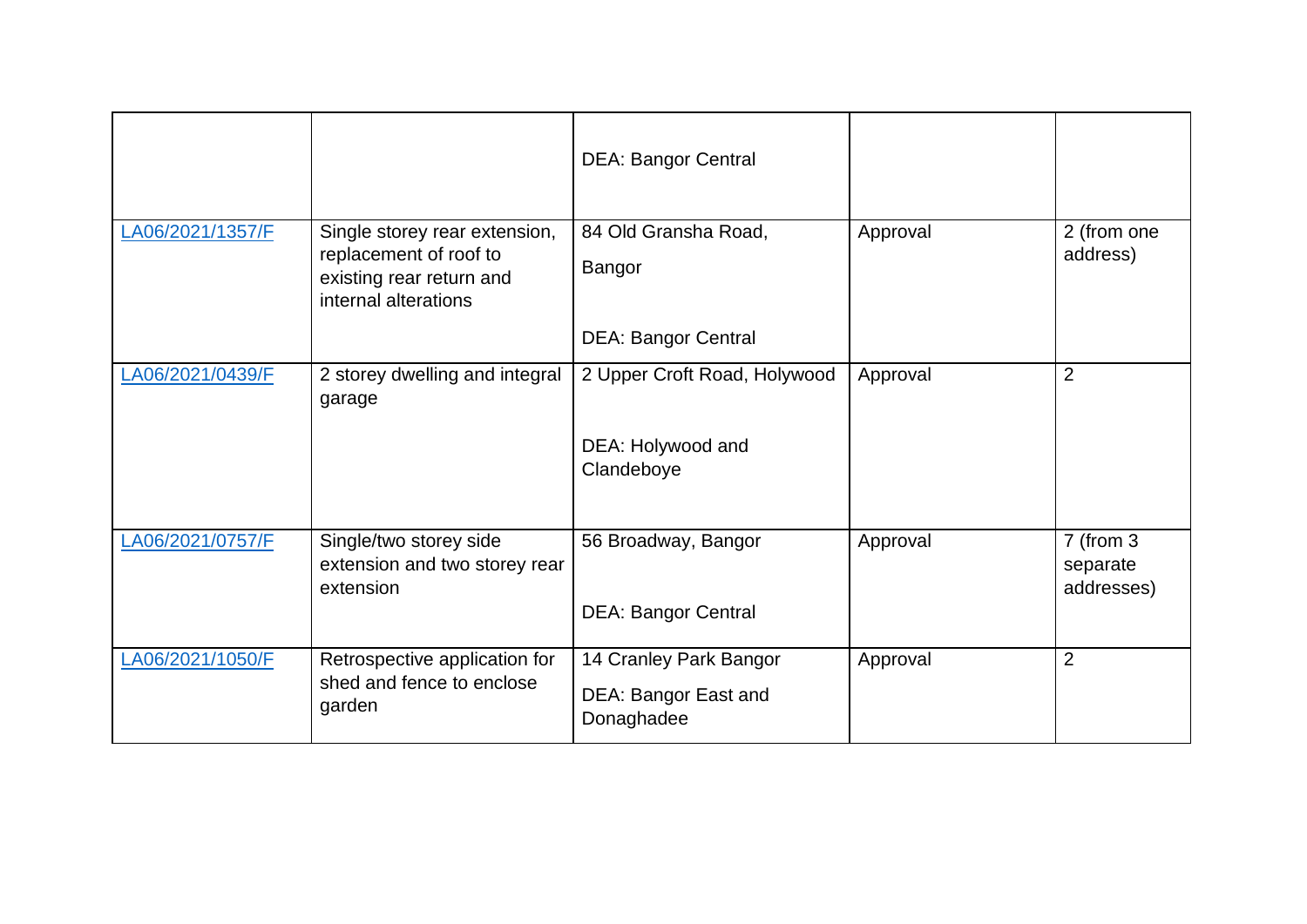| | | | | |
|---|---|---|---|---|
| | | DEA: Bangor Central | | |
| LA06/2021/1357/F | Single storey rear extension, replacement of roof to existing rear return and internal alterations | 84 Old Gransha Road, Bangor<br><br>DEA: Bangor Central | Approval | 2 (from one address) |
| LA06/2021/0439/F | 2 storey dwelling and integral garage | 2 Upper Croft Road, Holywood<br><br>DEA: Holywood and Clandeboye | Approval | 2 |
| LA06/2021/0757/F | Single/two storey side extension and two storey rear extension | 56 Broadway, Bangor<br><br>DEA: Bangor Central | Approval | 7 (from 3 separate addresses) |
| LA06/2021/1050/F | Retrospective application for shed and fence to enclose garden | 14 Cranley Park Bangor<br><br>DEA: Bangor East and Donaghadee | Approval | 2 |